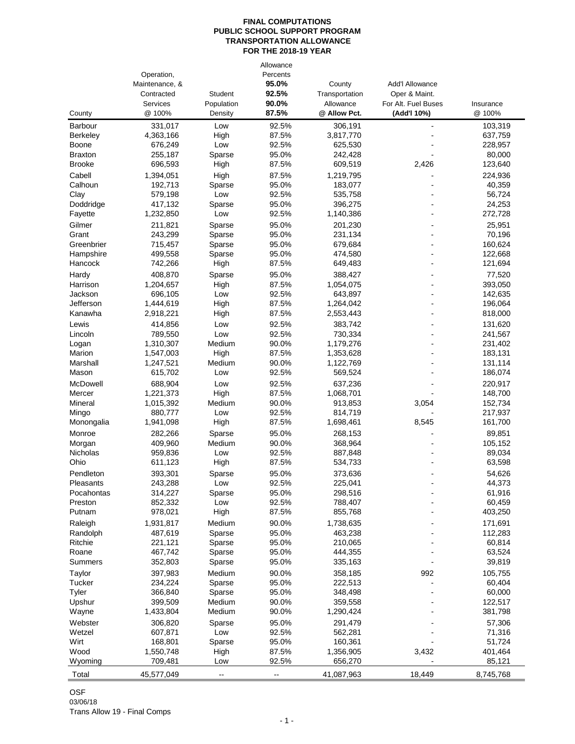**FINAL COMPUTATIONS**
**PUBLIC SCHOOL SUPPORT PROGRAM**
**TRANSPORTATION ALLOWANCE**
**FOR THE 2018-19 YEAR**

| County | Operation, Maintenance, & Contracted Services @ 100% | Student Population Density | Allowance Percents **95.0%** **92.5%** **90.0%** **87.5%** | County Transportation Allowance **@ Allow Pct.** | Add'l Allowance Oper & Maint. For Alt. Fuel Buses **(Add'l 10%)** | Insurance @ 100% |
|---|---|---|---|---|---|---|
| Barbour | 331,017 | Low | 92.5% | 306,191 | - | 103,319 |
| Berkeley | 4,363,166 | High | 87.5% | 3,817,770 | - | 637,759 |
| Boone | 676,249 | Low | 92.5% | 625,530 | - | 228,957 |
| Braxton | 255,187 | Sparse | 95.0% | 242,428 | - | 80,000 |
| Brooke | 696,593 | High | 87.5% | 609,519 | 2,426 | 123,640 |
| Cabell | 1,394,051 | High | 87.5% | 1,219,795 | - | 224,936 |
| Calhoun | 192,713 | Sparse | 95.0% | 183,077 | - | 40,359 |
| Clay | 579,198 | Low | 92.5% | 535,758 | - | 56,724 |
| Doddridge | 417,132 | Sparse | 95.0% | 396,275 | - | 24,253 |
| Fayette | 1,232,850 | Low | 92.5% | 1,140,386 | - | 272,728 |
| Gilmer | 211,821 | Sparse | 95.0% | 201,230 | - | 25,951 |
| Grant | 243,299 | Sparse | 95.0% | 231,134 | - | 70,196 |
| Greenbrier | 715,457 | Sparse | 95.0% | 679,684 | - | 160,624 |
| Hampshire | 499,558 | Sparse | 95.0% | 474,580 | - | 122,668 |
| Hancock | 742,266 | High | 87.5% | 649,483 | - | 121,694 |
| Hardy | 408,870 | Sparse | 95.0% | 388,427 | - | 77,520 |
| Harrison | 1,204,657 | High | 87.5% | 1,054,075 | - | 393,050 |
| Jackson | 696,105 | Low | 92.5% | 643,897 | - | 142,635 |
| Jefferson | 1,444,619 | High | 87.5% | 1,264,042 | - | 196,064 |
| Kanawha | 2,918,221 | High | 87.5% | 2,553,443 | - | 818,000 |
| Lewis | 414,856 | Low | 92.5% | 383,742 | - | 131,620 |
| Lincoln | 789,550 | Low | 92.5% | 730,334 | - | 241,567 |
| Logan | 1,310,307 | Medium | 90.0% | 1,179,276 | - | 231,402 |
| Marion | 1,547,003 | High | 87.5% | 1,353,628 | - | 183,131 |
| Marshall | 1,247,521 | Medium | 90.0% | 1,122,769 | - | 131,114 |
| Mason | 615,702 | Low | 92.5% | 569,524 | - | 186,074 |
| McDowell | 688,904 | Low | 92.5% | 637,236 | - | 220,917 |
| Mercer | 1,221,373 | High | 87.5% | 1,068,701 | - | 148,700 |
| Mineral | 1,015,392 | Medium | 90.0% | 913,853 | 3,054 | 152,734 |
| Mingo | 880,777 | Low | 92.5% | 814,719 | - | 217,937 |
| Monongalia | 1,941,098 | High | 87.5% | 1,698,461 | 8,545 | 161,700 |
| Monroe | 282,266 | Sparse | 95.0% | 268,153 | - | 89,851 |
| Morgan | 409,960 | Medium | 90.0% | 368,964 | - | 105,152 |
| Nicholas | 959,836 | Low | 92.5% | 887,848 | - | 89,034 |
| Ohio | 611,123 | High | 87.5% | 534,733 | - | 63,598 |
| Pendleton | 393,301 | Sparse | 95.0% | 373,636 | - | 54,626 |
| Pleasants | 243,288 | Low | 92.5% | 225,041 | - | 44,373 |
| Pocahontas | 314,227 | Sparse | 95.0% | 298,516 | - | 61,916 |
| Preston | 852,332 | Low | 92.5% | 788,407 | - | 60,459 |
| Putnam | 978,021 | High | 87.5% | 855,768 | - | 403,250 |
| Raleigh | 1,931,817 | Medium | 90.0% | 1,738,635 | - | 171,691 |
| Randolph | 487,619 | Sparse | 95.0% | 463,238 | - | 112,283 |
| Ritchie | 221,121 | Sparse | 95.0% | 210,065 | - | 60,814 |
| Roane | 467,742 | Sparse | 95.0% | 444,355 | - | 63,524 |
| Summers | 352,803 | Sparse | 95.0% | 335,163 | - | 39,819 |
| Taylor | 397,983 | Medium | 90.0% | 358,185 | 992 | 105,755 |
| Tucker | 234,224 | Sparse | 95.0% | 222,513 | - | 60,404 |
| Tyler | 366,840 | Sparse | 95.0% | 348,498 | - | 60,000 |
| Upshur | 399,509 | Medium | 90.0% | 359,558 | - | 122,517 |
| Wayne | 1,433,804 | Medium | 90.0% | 1,290,424 | - | 381,798 |
| Webster | 306,820 | Sparse | 95.0% | 291,479 | - | 57,306 |
| Wetzel | 607,871 | Low | 92.5% | 562,281 | - | 71,316 |
| Wirt | 168,801 | Sparse | 95.0% | 160,361 | - | 51,724 |
| Wood | 1,550,748 | High | 87.5% | 1,356,905 | 3,432 | 401,464 |
| Wyoming | 709,481 | Low | 92.5% | 656,270 | - | 85,121 |
| Total | 45,577,049 | -- | -- | 41,087,963 | 18,449 | 8,745,768 |

OSF
03/06/18
Trans Allow 19 - Final Comps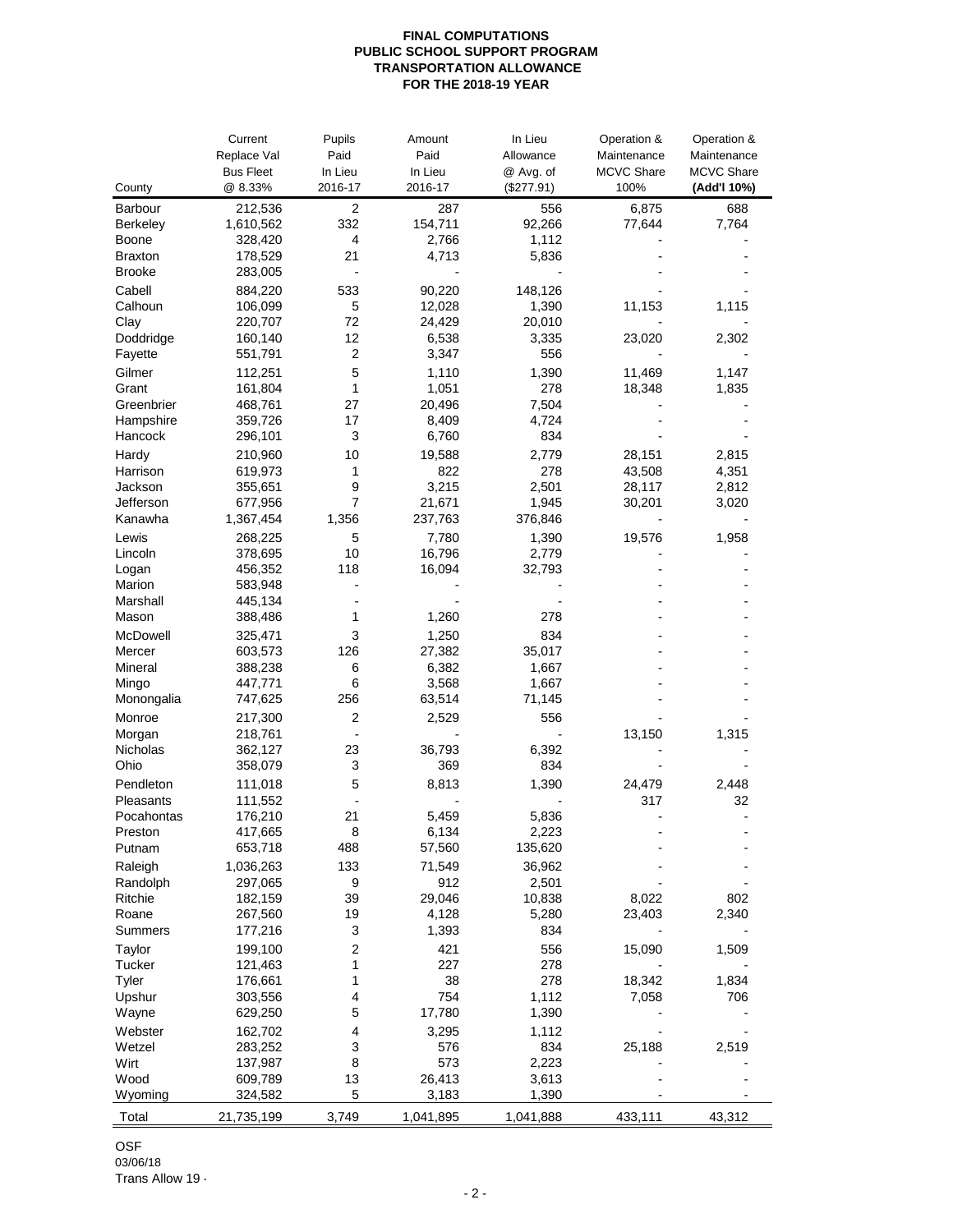**FINAL COMPUTATIONS**
**PUBLIC SCHOOL SUPPORT PROGRAM**
**TRANSPORTATION ALLOWANCE**
**FOR THE 2018-19 YEAR**

| County | Current Replace Val Bus Fleet @ 8.33% | Pupils Paid In Lieu 2016-17 | Amount Paid In Lieu 2016-17 | In Lieu Allowance @ Avg. of ($277.91) | Operation & Maintenance MCVC Share 100% | Operation & Maintenance MCVC Share **(Add'l 10%)** |
|---|---|---|---|---|---|---|
| Barbour | 212,536 | 2 | 287 | 556 | 6,875 | 688 |
| Berkeley | 1,610,562 | 332 | 154,711 | 92,266 | 77,644 | 7,764 |
| Boone | 328,420 | 4 | 2,766 | 1,112 | - | - |
| Braxton | 178,529 | 21 | 4,713 | 5,836 | - | - |
| Brooke | 283,005 | - | - | - | - | - |
| Cabell | 884,220 | 533 | 90,220 | 148,126 | - | - |
| Calhoun | 106,099 | 5 | 12,028 | 1,390 | 11,153 | 1,115 |
| Clay | 220,707 | 72 | 24,429 | 20,010 | - | - |
| Doddridge | 160,140 | 12 | 6,538 | 3,335 | 23,020 | 2,302 |
| Fayette | 551,791 | 2 | 3,347 | 556 | - | - |
| Gilmer | 112,251 | 5 | 1,110 | 1,390 | 11,469 | 1,147 |
| Grant | 161,804 | 1 | 1,051 | 278 | 18,348 | 1,835 |
| Greenbrier | 468,761 | 27 | 20,496 | 7,504 | - | - |
| Hampshire | 359,726 | 17 | 8,409 | 4,724 | - | - |
| Hancock | 296,101 | 3 | 6,760 | 834 | - | - |
| Hardy | 210,960 | 10 | 19,588 | 2,779 | 28,151 | 2,815 |
| Harrison | 619,973 | 1 | 822 | 278 | 43,508 | 4,351 |
| Jackson | 355,651 | 9 | 3,215 | 2,501 | 28,117 | 2,812 |
| Jefferson | 677,956 | 7 | 21,671 | 1,945 | 30,201 | 3,020 |
| Kanawha | 1,367,454 | 1,356 | 237,763 | 376,846 | - | - |
| Lewis | 268,225 | 5 | 7,780 | 1,390 | 19,576 | 1,958 |
| Lincoln | 378,695 | 10 | 16,796 | 2,779 | - | - |
| Logan | 456,352 | 118 | 16,094 | 32,793 | - | - |
| Marion | 583,948 | - | - | - | - | - |
| Marshall | 445,134 | - | - | - | - | - |
| Mason | 388,486 | 1 | 1,260 | 278 | - | - |
| McDowell | 325,471 | 3 | 1,250 | 834 | - | - |
| Mercer | 603,573 | 126 | 27,382 | 35,017 | - | - |
| Mineral | 388,238 | 6 | 6,382 | 1,667 | - | - |
| Mingo | 447,771 | 6 | 3,568 | 1,667 | - | - |
| Monongalia | 747,625 | 256 | 63,514 | 71,145 | - | - |
| Monroe | 217,300 | 2 | 2,529 | 556 | - | - |
| Morgan | 218,761 | - | - | - | 13,150 | 1,315 |
| Nicholas | 362,127 | 23 | 36,793 | 6,392 | - | - |
| Ohio | 358,079 | 3 | 369 | 834 | - | - |
| Pendleton | 111,018 | 5 | 8,813 | 1,390 | 24,479 | 2,448 |
| Pleasants | 111,552 | - | - | - | 317 | 32 |
| Pocahontas | 176,210 | 21 | 5,459 | 5,836 | - | - |
| Preston | 417,665 | 8 | 6,134 | 2,223 | - | - |
| Putnam | 653,718 | 488 | 57,560 | 135,620 | - | - |
| Raleigh | 1,036,263 | 133 | 71,549 | 36,962 | - | - |
| Randolph | 297,065 | 9 | 912 | 2,501 | - | - |
| Ritchie | 182,159 | 39 | 29,046 | 10,838 | 8,022 | 802 |
| Roane | 267,560 | 19 | 4,128 | 5,280 | 23,403 | 2,340 |
| Summers | 177,216 | 3 | 1,393 | 834 | - | - |
| Taylor | 199,100 | 2 | 421 | 556 | 15,090 | 1,509 |
| Tucker | 121,463 | 1 | 227 | 278 | - | - |
| Tyler | 176,661 | 1 | 38 | 278 | 18,342 | 1,834 |
| Upshur | 303,556 | 4 | 754 | 1,112 | 7,058 | 706 |
| Wayne | 629,250 | 5 | 17,780 | 1,390 | - | - |
| Webster | 162,702 | 4 | 3,295 | 1,112 | - | - |
| Wetzel | 283,252 | 3 | 576 | 834 | 25,188 | 2,519 |
| Wirt | 137,987 | 8 | 573 | 2,223 | - | - |
| Wood | 609,789 | 13 | 26,413 | 3,613 | - | - |
| Wyoming | 324,582 | 5 | 3,183 | 1,390 | - | - |
| Total | 21,735,199 | 3,749 | 1,041,895 | 1,041,888 | 433,111 | 43,312 |

OSF
03/06/18
Trans Allow 19 -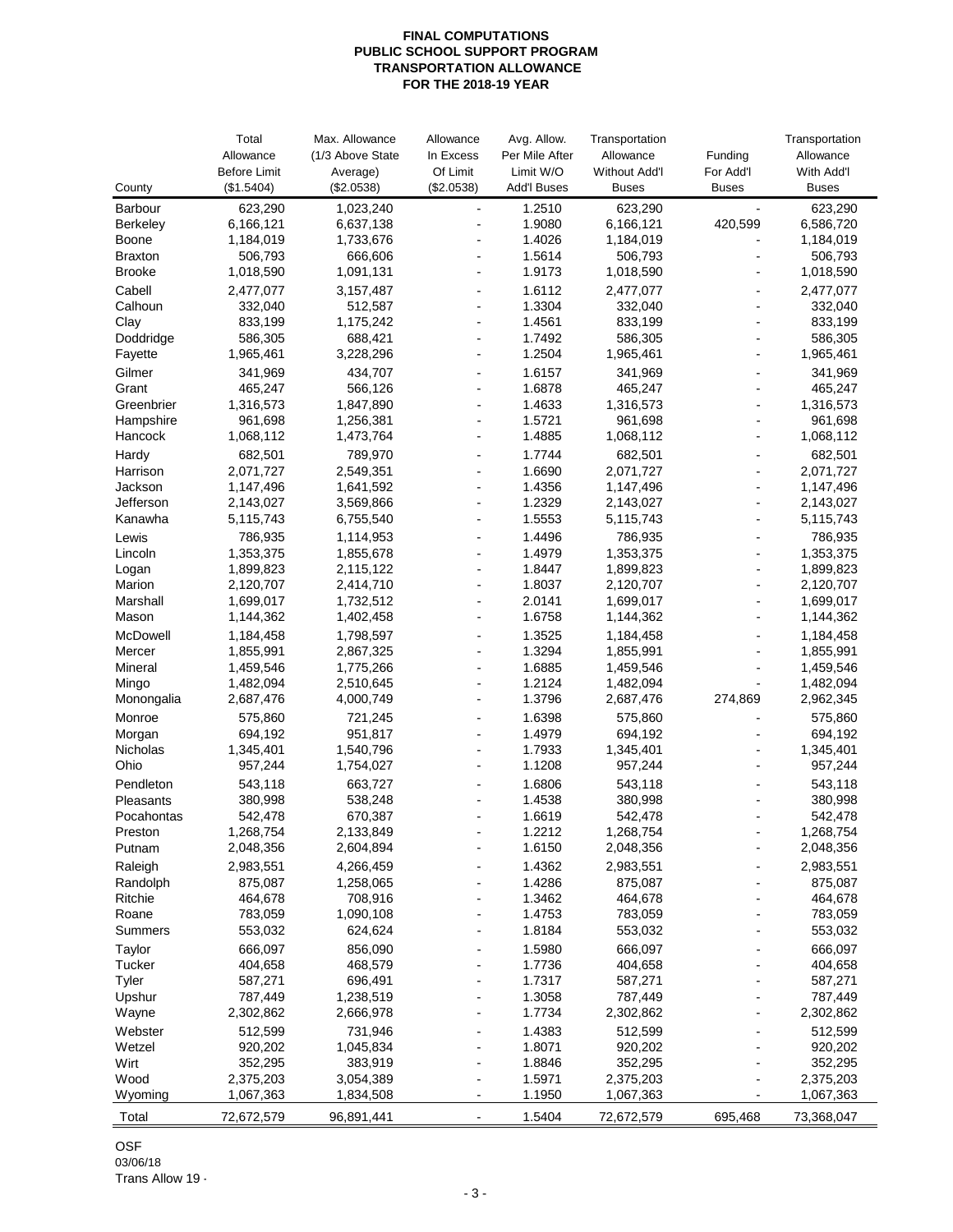**FINAL COMPUTATIONS**
**PUBLIC SCHOOL SUPPORT PROGRAM**
**TRANSPORTATION ALLOWANCE**
**FOR THE 2018-19 YEAR**

| County | Total Allowance Before Limit ($1.5404) | Max. Allowance (1/3 Above State Average) ($2.0538) | Allowance In Excess Of Limit ($2.0538) | Avg. Allow. Per Mile After Limit W/O Add'l Buses | Transportation Allowance Without Add'l Buses | Funding For Add'l Buses | Transportation Allowance With Add'l Buses |
|---|---|---|---|---|---|---|---|
| Barbour | 623,290 | 1,023,240 | - | 1.2510 | 623,290 | - | 623,290 |
| Berkeley | 6,166,121 | 6,637,138 | - | 1.9080 | 6,166,121 | 420,599 | 6,586,720 |
| Boone | 1,184,019 | 1,733,676 | - | 1.4026 | 1,184,019 | - | 1,184,019 |
| Braxton | 506,793 | 666,606 | - | 1.5614 | 506,793 | - | 506,793 |
| Brooke | 1,018,590 | 1,091,131 | - | 1.9173 | 1,018,590 | - | 1,018,590 |
| Cabell | 2,477,077 | 3,157,487 | - | 1.6112 | 2,477,077 | - | 2,477,077 |
| Calhoun | 332,040 | 512,587 | - | 1.3304 | 332,040 | - | 332,040 |
| Clay | 833,199 | 1,175,242 | - | 1.4561 | 833,199 | - | 833,199 |
| Doddridge | 586,305 | 688,421 | - | 1.7492 | 586,305 | - | 586,305 |
| Fayette | 1,965,461 | 3,228,296 | - | 1.2504 | 1,965,461 | - | 1,965,461 |
| Gilmer | 341,969 | 434,707 | - | 1.6157 | 341,969 | - | 341,969 |
| Grant | 465,247 | 566,126 | - | 1.6878 | 465,247 | - | 465,247 |
| Greenbrier | 1,316,573 | 1,847,890 | - | 1.4633 | 1,316,573 | - | 1,316,573 |
| Hampshire | 961,698 | 1,256,381 | - | 1.5721 | 961,698 | - | 961,698 |
| Hancock | 1,068,112 | 1,473,764 | - | 1.4885 | 1,068,112 | - | 1,068,112 |
| Hardy | 682,501 | 789,970 | - | 1.7744 | 682,501 | - | 682,501 |
| Harrison | 2,071,727 | 2,549,351 | - | 1.6690 | 2,071,727 | - | 2,071,727 |
| Jackson | 1,147,496 | 1,641,592 | - | 1.4356 | 1,147,496 | - | 1,147,496 |
| Jefferson | 2,143,027 | 3,569,866 | - | 1.2329 | 2,143,027 | - | 2,143,027 |
| Kanawha | 5,115,743 | 6,755,540 | - | 1.5553 | 5,115,743 | - | 5,115,743 |
| Lewis | 786,935 | 1,114,953 | - | 1.4496 | 786,935 | - | 786,935 |
| Lincoln | 1,353,375 | 1,855,678 | - | 1.4979 | 1,353,375 | - | 1,353,375 |
| Logan | 1,899,823 | 2,115,122 | - | 1.8447 | 1,899,823 | - | 1,899,823 |
| Marion | 2,120,707 | 2,414,710 | - | 1.8037 | 2,120,707 | - | 2,120,707 |
| Marshall | 1,699,017 | 1,732,512 | - | 2.0141 | 1,699,017 | - | 1,699,017 |
| Mason | 1,144,362 | 1,402,458 | - | 1.6758 | 1,144,362 | - | 1,144,362 |
| McDowell | 1,184,458 | 1,798,597 | - | 1.3525 | 1,184,458 | - | 1,184,458 |
| Mercer | 1,855,991 | 2,867,325 | - | 1.3294 | 1,855,991 | - | 1,855,991 |
| Mineral | 1,459,546 | 1,775,266 | - | 1.6885 | 1,459,546 | - | 1,459,546 |
| Mingo | 1,482,094 | 2,510,645 | - | 1.2124 | 1,482,094 | - | 1,482,094 |
| Monongalia | 2,687,476 | 4,000,749 | - | 1.3796 | 2,687,476 | 274,869 | 2,962,345 |
| Monroe | 575,860 | 721,245 | - | 1.6398 | 575,860 | - | 575,860 |
| Morgan | 694,192 | 951,817 | - | 1.4979 | 694,192 | - | 694,192 |
| Nicholas | 1,345,401 | 1,540,796 | - | 1.7933 | 1,345,401 | - | 1,345,401 |
| Ohio | 957,244 | 1,754,027 | - | 1.1208 | 957,244 | - | 957,244 |
| Pendleton | 543,118 | 663,727 | - | 1.6806 | 543,118 | - | 543,118 |
| Pleasants | 380,998 | 538,248 | - | 1.4538 | 380,998 | - | 380,998 |
| Pocahontas | 542,478 | 670,387 | - | 1.6619 | 542,478 | - | 542,478 |
| Preston | 1,268,754 | 2,133,849 | - | 1.2212 | 1,268,754 | - | 1,268,754 |
| Putnam | 2,048,356 | 2,604,894 | - | 1.6150 | 2,048,356 | - | 2,048,356 |
| Raleigh | 2,983,551 | 4,266,459 | - | 1.4362 | 2,983,551 | - | 2,983,551 |
| Randolph | 875,087 | 1,258,065 | - | 1.4286 | 875,087 | - | 875,087 |
| Ritchie | 464,678 | 708,916 | - | 1.3462 | 464,678 | - | 464,678 |
| Roane | 783,059 | 1,090,108 | - | 1.4753 | 783,059 | - | 783,059 |
| Summers | 553,032 | 624,624 | - | 1.8184 | 553,032 | - | 553,032 |
| Taylor | 666,097 | 856,090 | - | 1.5980 | 666,097 | - | 666,097 |
| Tucker | 404,658 | 468,579 | - | 1.7736 | 404,658 | - | 404,658 |
| Tyler | 587,271 | 696,491 | - | 1.7317 | 587,271 | - | 587,271 |
| Upshur | 787,449 | 1,238,519 | - | 1.3058 | 787,449 | - | 787,449 |
| Wayne | 2,302,862 | 2,666,978 | - | 1.7734 | 2,302,862 | - | 2,302,862 |
| Webster | 512,599 | 731,946 | - | 1.4383 | 512,599 | - | 512,599 |
| Wetzel | 920,202 | 1,045,834 | - | 1.8071 | 920,202 | - | 920,202 |
| Wirt | 352,295 | 383,919 | - | 1.8846 | 352,295 | - | 352,295 |
| Wood | 2,375,203 | 3,054,389 | - | 1.5971 | 2,375,203 | - | 2,375,203 |
| Wyoming | 1,067,363 | 1,834,508 | - | 1.1950 | 1,067,363 | - | 1,067,363 |
| Total | 72,672,579 | 96,891,441 | - | 1.5404 | 72,672,579 | 695,468 | 73,368,047 |

OSF
03/06/18
Trans Allow 19 -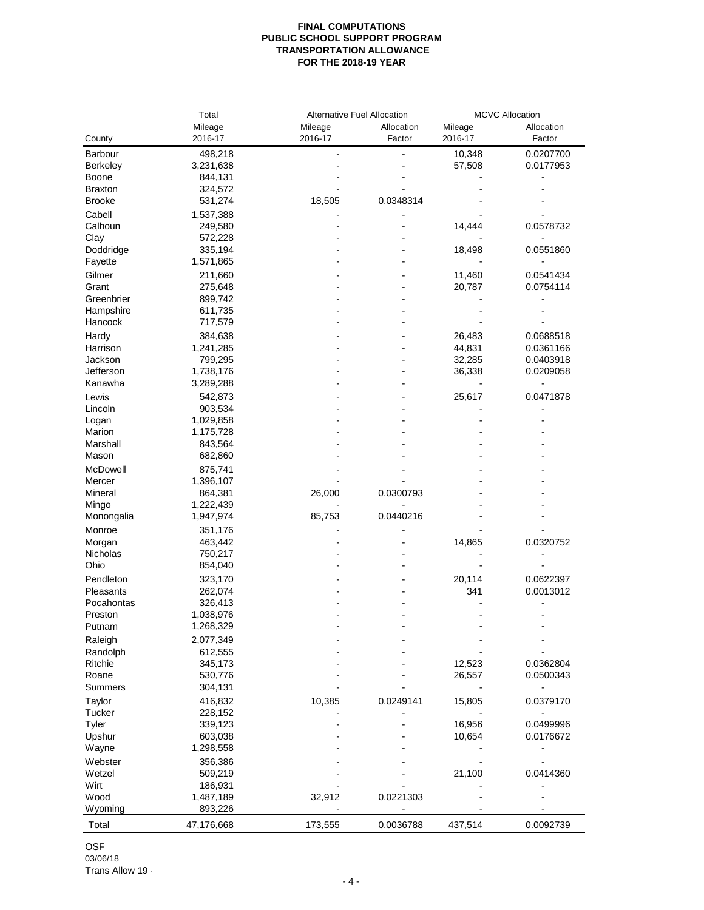**FINAL COMPUTATIONS**
**PUBLIC SCHOOL SUPPORT PROGRAM**
**TRANSPORTATION ALLOWANCE**
**FOR THE 2018-19 YEAR**

| County | Total Mileage 2016-17 | Alternative Fuel Allocation Mileage 2016-17 | Alternative Fuel Allocation Allocation Factor | MCVC Allocation Mileage 2016-17 | MCVC Allocation Allocation Factor |
|---|---|---|---|---|---|
| Barbour | 498,218 | - | - | 10,348 | 0.0207700 |
| Berkeley | 3,231,638 | - | - | 57,508 | 0.0177953 |
| Boone | 844,131 | - | - | - | - |
| Braxton | 324,572 | - | - | - | - |
| Brooke | 531,274 | 18,505 | 0.0348314 | - | - |
| Cabell | 1,537,388 | - | - | - | - |
| Calhoun | 249,580 | - | - | 14,444 | 0.0578732 |
| Clay | 572,228 | - | - | - | - |
| Doddridge | 335,194 | - | - | 18,498 | 0.0551860 |
| Fayette | 1,571,865 | - | - | - | - |
| Gilmer | 211,660 | - | - | 11,460 | 0.0541434 |
| Grant | 275,648 | - | - | 20,787 | 0.0754114 |
| Greenbrier | 899,742 | - | - | - | - |
| Hampshire | 611,735 | - | - | - | - |
| Hancock | 717,579 | - | - | - | - |
| Hardy | 384,638 | - | - | 26,483 | 0.0688518 |
| Harrison | 1,241,285 | - | - | 44,831 | 0.0361166 |
| Jackson | 799,295 | - | - | 32,285 | 0.0403918 |
| Jefferson | 1,738,176 | - | - | 36,338 | 0.0209058 |
| Kanawha | 3,289,288 | - | - | - | - |
| Lewis | 542,873 | - | - | 25,617 | 0.0471878 |
| Lincoln | 903,534 | - | - | - | - |
| Logan | 1,029,858 | - | - | - | - |
| Marion | 1,175,728 | - | - | - | - |
| Marshall | 843,564 | - | - | - | - |
| Mason | 682,860 | - | - | - | - |
| McDowell | 875,741 | - | - | - | - |
| Mercer | 1,396,107 | - | - | - | - |
| Mineral | 864,381 | 26,000 | 0.0300793 | - | - |
| Mingo | 1,222,439 | - | - | - | - |
| Monongalia | 1,947,974 | 85,753 | 0.0440216 | - | - |
| Monroe | 351,176 | - | - | - | - |
| Morgan | 463,442 | - | - | 14,865 | 0.0320752 |
| Nicholas | 750,217 | - | - | - | - |
| Ohio | 854,040 | - | - | - | - |
| Pendleton | 323,170 | - | - | 20,114 | 0.0622397 |
| Pleasants | 262,074 | - | - | 341 | 0.0013012 |
| Pocahontas | 326,413 | - | - | - | - |
| Preston | 1,038,976 | - | - | - | - |
| Putnam | 1,268,329 | - | - | - | - |
| Raleigh | 2,077,349 | - | - | - | - |
| Randolph | 612,555 | - | - | - | - |
| Ritchie | 345,173 | - | - | 12,523 | 0.0362804 |
| Roane | 530,776 | - | - | 26,557 | 0.0500343 |
| Summers | 304,131 | - | - | - | - |
| Taylor | 416,832 | 10,385 | 0.0249141 | 15,805 | 0.0379170 |
| Tucker | 228,152 | - | - | - | - |
| Tyler | 339,123 | - | - | 16,956 | 0.0499996 |
| Upshur | 603,038 | - | - | 10,654 | 0.0176672 |
| Wayne | 1,298,558 | - | - | - | - |
| Webster | 356,386 | - | - | - | - |
| Wetzel | 509,219 | - | - | 21,100 | 0.0414360 |
| Wirt | 186,931 | - | - | - | - |
| Wood | 1,487,189 | 32,912 | 0.0221303 | - | - |
| Wyoming | 893,226 | - | - | - | - |
| Total | 47,176,668 | 173,555 | 0.0036788 | 437,514 | 0.0092739 |

OSF
03/06/18
Trans Allow 19 -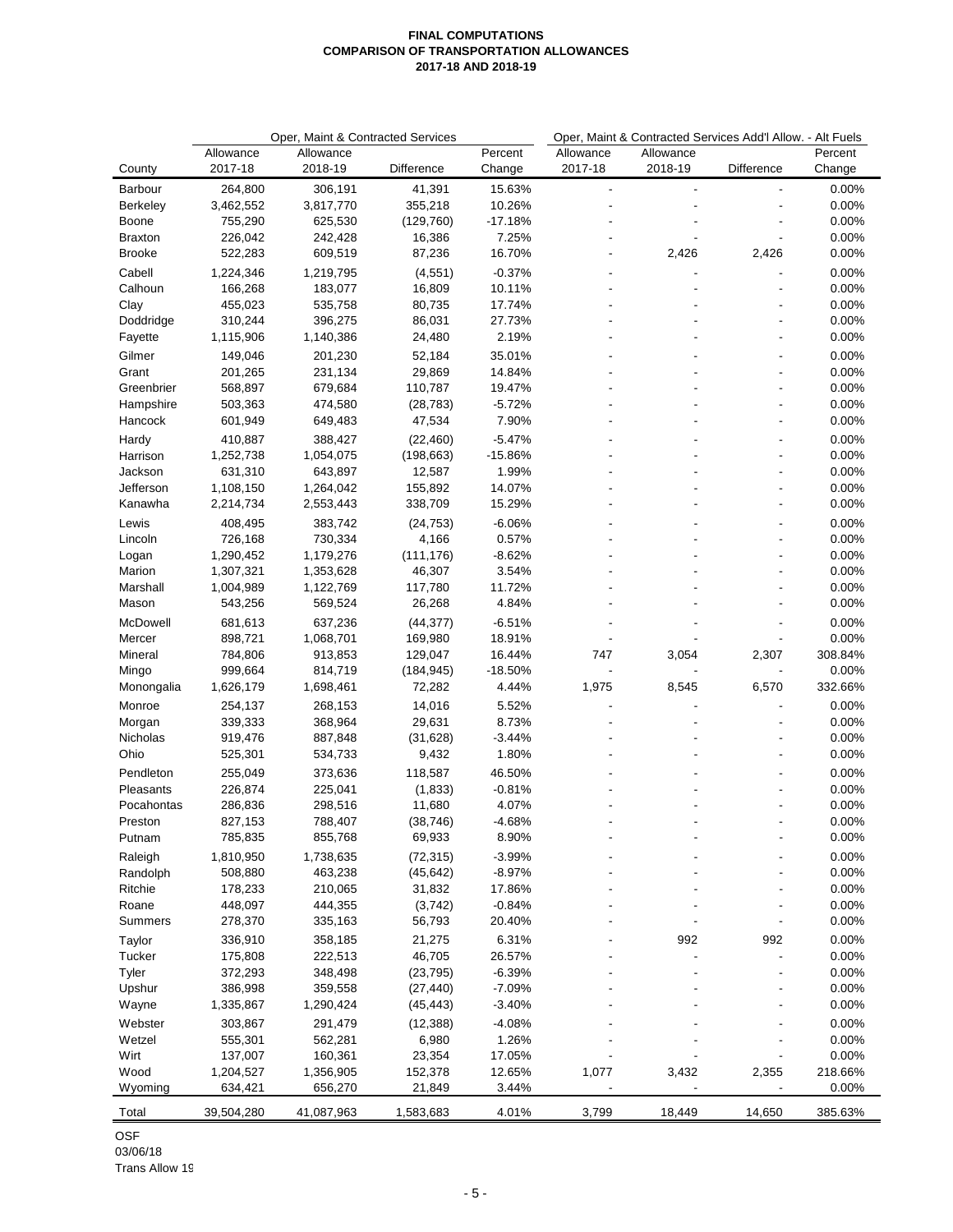**FINAL COMPUTATIONS**
**COMPARISON OF TRANSPORTATION ALLOWANCES**
**2017-18 AND 2018-19**

| | Oper, Maint & Contracted Services | | | | Oper, Maint & Contracted Services Add'l Allow. - Alt Fuels | | | |
|---|---|---|---|---|---|---|---|---|
| County | Allowance 2017-18 | Allowance 2018-19 | Difference | Percent Change | Allowance 2017-18 | Allowance 2018-19 | Difference | Percent Change |
| Barbour | 264,800 | 306,191 | 41,391 | 15.63% | - | - | - | 0.00% |
| Berkeley | 3,462,552 | 3,817,770 | 355,218 | 10.26% | - | - | - | 0.00% |
| Boone | 755,290 | 625,530 | (129,760) | -17.18% | - | - | - | 0.00% |
| Braxton | 226,042 | 242,428 | 16,386 | 7.25% | - | - | - | 0.00% |
| Brooke | 522,283 | 609,519 | 87,236 | 16.70% | - | 2,426 | 2,426 | 0.00% |
| Cabell | 1,224,346 | 1,219,795 | (4,551) | -0.37% | - | - | - | 0.00% |
| Calhoun | 166,268 | 183,077 | 16,809 | 10.11% | - | - | - | 0.00% |
| Clay | 455,023 | 535,758 | 80,735 | 17.74% | - | - | - | 0.00% |
| Doddridge | 310,244 | 396,275 | 86,031 | 27.73% | - | - | - | 0.00% |
| Fayette | 1,115,906 | 1,140,386 | 24,480 | 2.19% | - | - | - | 0.00% |
| Gilmer | 149,046 | 201,230 | 52,184 | 35.01% | - | - | - | 0.00% |
| Grant | 201,265 | 231,134 | 29,869 | 14.84% | - | - | - | 0.00% |
| Greenbrier | 568,897 | 679,684 | 110,787 | 19.47% | - | - | - | 0.00% |
| Hampshire | 503,363 | 474,580 | (28,783) | -5.72% | - | - | - | 0.00% |
| Hancock | 601,949 | 649,483 | 47,534 | 7.90% | - | - | - | 0.00% |
| Hardy | 410,887 | 388,427 | (22,460) | -5.47% | - | - | - | 0.00% |
| Harrison | 1,252,738 | 1,054,075 | (198,663) | -15.86% | - | - | - | 0.00% |
| Jackson | 631,310 | 643,897 | 12,587 | 1.99% | - | - | - | 0.00% |
| Jefferson | 1,108,150 | 1,264,042 | 155,892 | 14.07% | - | - | - | 0.00% |
| Kanawha | 2,214,734 | 2,553,443 | 338,709 | 15.29% | - | - | - | 0.00% |
| Lewis | 408,495 | 383,742 | (24,753) | -6.06% | - | - | - | 0.00% |
| Lincoln | 726,168 | 730,334 | 4,166 | 0.57% | - | - | - | 0.00% |
| Logan | 1,290,452 | 1,179,276 | (111,176) | -8.62% | - | - | - | 0.00% |
| Marion | 1,307,321 | 1,353,628 | 46,307 | 3.54% | - | - | - | 0.00% |
| Marshall | 1,004,989 | 1,122,769 | 117,780 | 11.72% | - | - | - | 0.00% |
| Mason | 543,256 | 569,524 | 26,268 | 4.84% | - | - | - | 0.00% |
| McDowell | 681,613 | 637,236 | (44,377) | -6.51% | - | - | - | 0.00% |
| Mercer | 898,721 | 1,068,701 | 169,980 | 18.91% | - | - | - | 0.00% |
| Mineral | 784,806 | 913,853 | 129,047 | 16.44% | 747 | 3,054 | 2,307 | 308.84% |
| Mingo | 999,664 | 814,719 | (184,945) | -18.50% | - | - | - | 0.00% |
| Monongalia | 1,626,179 | 1,698,461 | 72,282 | 4.44% | 1,975 | 8,545 | 6,570 | 332.66% |
| Monroe | 254,137 | 268,153 | 14,016 | 5.52% | - | - | - | 0.00% |
| Morgan | 339,333 | 368,964 | 29,631 | 8.73% | - | - | - | 0.00% |
| Nicholas | 919,476 | 887,848 | (31,628) | -3.44% | - | - | - | 0.00% |
| Ohio | 525,301 | 534,733 | 9,432 | 1.80% | - | - | - | 0.00% |
| Pendleton | 255,049 | 373,636 | 118,587 | 46.50% | - | - | - | 0.00% |
| Pleasants | 226,874 | 225,041 | (1,833) | -0.81% | - | - | - | 0.00% |
| Pocahontas | 286,836 | 298,516 | 11,680 | 4.07% | - | - | - | 0.00% |
| Preston | 827,153 | 788,407 | (38,746) | -4.68% | - | - | - | 0.00% |
| Putnam | 785,835 | 855,768 | 69,933 | 8.90% | - | - | - | 0.00% |
| Raleigh | 1,810,950 | 1,738,635 | (72,315) | -3.99% | - | - | - | 0.00% |
| Randolph | 508,880 | 463,238 | (45,642) | -8.97% | - | - | - | 0.00% |
| Ritchie | 178,233 | 210,065 | 31,832 | 17.86% | - | - | - | 0.00% |
| Roane | 448,097 | 444,355 | (3,742) | -0.84% | - | - | - | 0.00% |
| Summers | 278,370 | 335,163 | 56,793 | 20.40% | - | - | - | 0.00% |
| Taylor | 336,910 | 358,185 | 21,275 | 6.31% | - | 992 | 992 | 0.00% |
| Tucker | 175,808 | 222,513 | 46,705 | 26.57% | - | - | - | 0.00% |
| Tyler | 372,293 | 348,498 | (23,795) | -6.39% | - | - | - | 0.00% |
| Upshur | 386,998 | 359,558 | (27,440) | -7.09% | - | - | - | 0.00% |
| Wayne | 1,335,867 | 1,290,424 | (45,443) | -3.40% | - | - | - | 0.00% |
| Webster | 303,867 | 291,479 | (12,388) | -4.08% | - | - | - | 0.00% |
| Wetzel | 555,301 | 562,281 | 6,980 | 1.26% | - | - | - | 0.00% |
| Wirt | 137,007 | 160,361 | 23,354 | 17.05% | - | - | - | 0.00% |
| Wood | 1,204,527 | 1,356,905 | 152,378 | 12.65% | 1,077 | 3,432 | 2,355 | 218.66% |
| Wyoming | 634,421 | 656,270 | 21,849 | 3.44% | - | - | - | 0.00% |
| Total | 39,504,280 | 41,087,963 | 1,583,683 | 4.01% | 3,799 | 18,449 | 14,650 | 385.63% |

OSF
03/06/18
Trans Allow 19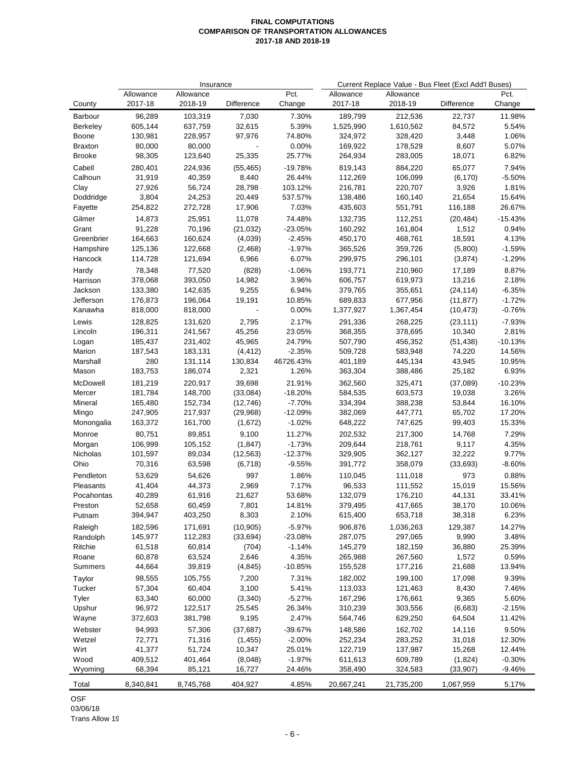**FINAL COMPUTATIONS**
**COMPARISON OF TRANSPORTATION ALLOWANCES**
**2017-18 AND 2018-19**

| | Insurance | | | | Current Replace Value - Bus Fleet (Excl Add'l Buses) | | | |
|---|---|---|---|---|---|---|---|---|
| County | Allowance 2017-18 | Allowance 2018-19 | Difference | Pct. Change | Allowance 2017-18 | Allowance 2018-19 | Difference | Pct. Change |
| Barbour | 96,289 | 103,319 | 7,030 | 7.30% | 189,799 | 212,536 | 22,737 | 11.98% |
| Berkeley | 605,144 | 637,759 | 32,615 | 5.39% | 1,525,990 | 1,610,562 | 84,572 | 5.54% |
| Boone | 130,981 | 228,957 | 97,976 | 74.80% | 324,972 | 328,420 | 3,448 | 1.06% |
| Braxton | 80,000 | 80,000 | - | 0.00% | 169,922 | 178,529 | 8,607 | 5.07% |
| Brooke | 98,305 | 123,640 | 25,335 | 25.77% | 264,934 | 283,005 | 18,071 | 6.82% |
| Cabell | 280,401 | 224,936 | (55,465) | -19.78% | 819,143 | 884,220 | 65,077 | 7.94% |
| Calhoun | 31,919 | 40,359 | 8,440 | 26.44% | 112,269 | 106,099 | (6,170) | -5.50% |
| Clay | 27,926 | 56,724 | 28,798 | 103.12% | 216,781 | 220,707 | 3,926 | 1.81% |
| Doddridge | 3,804 | 24,253 | 20,449 | 537.57% | 138,486 | 160,140 | 21,654 | 15.64% |
| Fayette | 254,822 | 272,728 | 17,906 | 7.03% | 435,603 | 551,791 | 116,188 | 26.67% |
| Gilmer | 14,873 | 25,951 | 11,078 | 74.48% | 132,735 | 112,251 | (20,484) | -15.43% |
| Grant | 91,228 | 70,196 | (21,032) | -23.05% | 160,292 | 161,804 | 1,512 | 0.94% |
| Greenbrier | 164,663 | 160,624 | (4,039) | -2.45% | 450,170 | 468,761 | 18,591 | 4.13% |
| Hampshire | 125,136 | 122,668 | (2,468) | -1.97% | 365,526 | 359,726 | (5,800) | -1.59% |
| Hancock | 114,728 | 121,694 | 6,966 | 6.07% | 299,975 | 296,101 | (3,874) | -1.29% |
| Hardy | 78,348 | 77,520 | (828) | -1.06% | 193,771 | 210,960 | 17,189 | 8.87% |
| Harrison | 378,068 | 393,050 | 14,982 | 3.96% | 606,757 | 619,973 | 13,216 | 2.18% |
| Jackson | 133,380 | 142,635 | 9,255 | 6.94% | 379,765 | 355,651 | (24,114) | -6.35% |
| Jefferson | 176,873 | 196,064 | 19,191 | 10.85% | 689,833 | 677,956 | (11,877) | -1.72% |
| Kanawha | 818,000 | 818,000 | - | 0.00% | 1,377,927 | 1,367,454 | (10,473) | -0.76% |
| Lewis | 128,825 | 131,620 | 2,795 | 2.17% | 291,336 | 268,225 | (23,111) | -7.93% |
| Lincoln | 196,311 | 241,567 | 45,256 | 23.05% | 368,355 | 378,695 | 10,340 | 2.81% |
| Logan | 185,437 | 231,402 | 45,965 | 24.79% | 507,790 | 456,352 | (51,438) | -10.13% |
| Marion | 187,543 | 183,131 | (4,412) | -2.35% | 509,728 | 583,948 | 74,220 | 14.56% |
| Marshall | 280 | 131,114 | 130,834 | 46726.43% | 401,189 | 445,134 | 43,945 | 10.95% |
| Mason | 183,753 | 186,074 | 2,321 | 1.26% | 363,304 | 388,486 | 25,182 | 6.93% |
| McDowell | 181,219 | 220,917 | 39,698 | 21.91% | 362,560 | 325,471 | (37,089) | -10.23% |
| Mercer | 181,784 | 148,700 | (33,084) | -18.20% | 584,535 | 603,573 | 19,038 | 3.26% |
| Mineral | 165,480 | 152,734 | (12,746) | -7.70% | 334,394 | 388,238 | 53,844 | 16.10% |
| Mingo | 247,905 | 217,937 | (29,968) | -12.09% | 382,069 | 447,771 | 65,702 | 17.20% |
| Monongalia | 163,372 | 161,700 | (1,672) | -1.02% | 648,222 | 747,625 | 99,403 | 15.33% |
| Monroe | 80,751 | 89,851 | 9,100 | 11.27% | 202,532 | 217,300 | 14,768 | 7.29% |
| Morgan | 106,999 | 105,152 | (1,847) | -1.73% | 209,644 | 218,761 | 9,117 | 4.35% |
| Nicholas | 101,597 | 89,034 | (12,563) | -12.37% | 329,905 | 362,127 | 32,222 | 9.77% |
| Ohio | 70,316 | 63,598 | (6,718) | -9.55% | 391,772 | 358,079 | (33,693) | -8.60% |
| Pendleton | 53,629 | 54,626 | 997 | 1.86% | 110,045 | 111,018 | 973 | 0.88% |
| Pleasants | 41,404 | 44,373 | 2,969 | 7.17% | 96,533 | 111,552 | 15,019 | 15.56% |
| Pocahontas | 40,289 | 61,916 | 21,627 | 53.68% | 132,079 | 176,210 | 44,131 | 33.41% |
| Preston | 52,658 | 60,459 | 7,801 | 14.81% | 379,495 | 417,665 | 38,170 | 10.06% |
| Putnam | 394,947 | 403,250 | 8,303 | 2.10% | 615,400 | 653,718 | 38,318 | 6.23% |
| Raleigh | 182,596 | 171,691 | (10,905) | -5.97% | 906,876 | 1,036,263 | 129,387 | 14.27% |
| Randolph | 145,977 | 112,283 | (33,694) | -23.08% | 287,075 | 297,065 | 9,990 | 3.48% |
| Ritchie | 61,518 | 60,814 | (704) | -1.14% | 145,279 | 182,159 | 36,880 | 25.39% |
| Roane | 60,878 | 63,524 | 2,646 | 4.35% | 265,988 | 267,560 | 1,572 | 0.59% |
| Summers | 44,664 | 39,819 | (4,845) | -10.85% | 155,528 | 177,216 | 21,688 | 13.94% |
| Taylor | 98,555 | 105,755 | 7,200 | 7.31% | 182,002 | 199,100 | 17,098 | 9.39% |
| Tucker | 57,304 | 60,404 | 3,100 | 5.41% | 113,033 | 121,463 | 8,430 | 7.46% |
| Tyler | 63,340 | 60,000 | (3,340) | -5.27% | 167,296 | 176,661 | 9,365 | 5.60% |
| Upshur | 96,972 | 122,517 | 25,545 | 26.34% | 310,239 | 303,556 | (6,683) | -2.15% |
| Wayne | 372,603 | 381,798 | 9,195 | 2.47% | 564,746 | 629,250 | 64,504 | 11.42% |
| Webster | 94,993 | 57,306 | (37,687) | -39.67% | 148,586 | 162,702 | 14,116 | 9.50% |
| Wetzel | 72,771 | 71,316 | (1,455) | -2.00% | 252,234 | 283,252 | 31,018 | 12.30% |
| Wirt | 41,377 | 51,724 | 10,347 | 25.01% | 122,719 | 137,987 | 15,268 | 12.44% |
| Wood | 409,512 | 401,464 | (8,048) | -1.97% | 611,613 | 609,789 | (1,824) | -0.30% |
| Wyoming | 68,394 | 85,121 | 16,727 | 24.46% | 358,490 | 324,583 | (33,907) | -9.46% |
| Total | 8,340,841 | 8,745,768 | 404,927 | 4.85% | 20,667,241 | 21,735,200 | 1,067,959 | 5.17% |

OSF
03/06/18
Trans Allow 19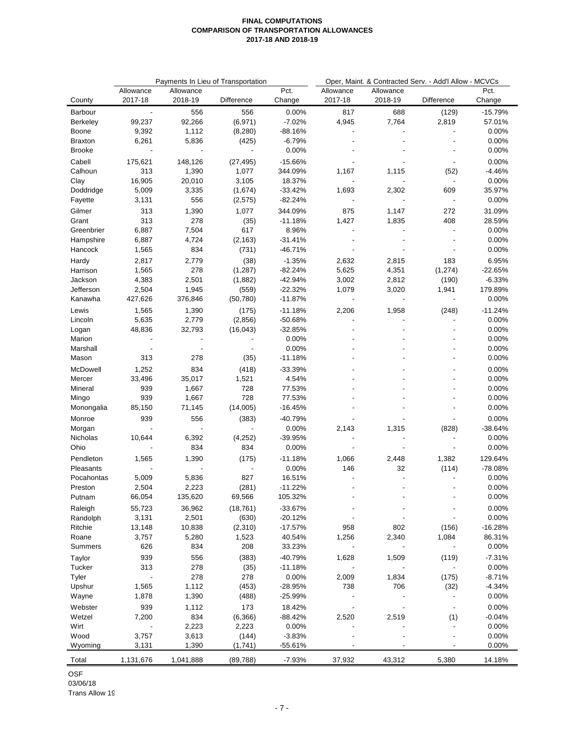**FINAL COMPUTATIONS**
**COMPARISON OF TRANSPORTATION ALLOWANCES**
**2017-18 AND 2018-19**

| | Payments In Lieu of Transportation | | | | Oper, Maint. & Contracted Serv. - Add'l Allow - MCVCs | | | |
|---|---|---|---|---|---|---|---|---|
| County | Allowance 2017-18 | Allowance 2018-19 | Difference | Pct. Change | Allowance 2017-18 | Allowance 2018-19 | Difference | Pct. Change |
| Barbour | - | 556 | 556 | 0.00% | 817 | 688 | (129) | -15.79% |
| Berkeley | 99,237 | 92,266 | (6,971) | -7.02% | 4,945 | 7,764 | 2,819 | 57.01% |
| Boone | 9,392 | 1,112 | (8,280) | -88.16% | - | - | - | 0.00% |
| Braxton | 6,261 | 5,836 | (425) | -6.79% | - | - | - | 0.00% |
| Brooke | - | - | - | 0.00% | - | - | - | 0.00% |
| Cabell | 175,621 | 148,126 | (27,495) | -15.66% | - | - | - | 0.00% |
| Calhoun | 313 | 1,390 | 1,077 | 344.09% | 1,167 | 1,115 | (52) | -4.46% |
| Clay | 16,905 | 20,010 | 3,105 | 18.37% | - | - | - | 0.00% |
| Doddridge | 5,009 | 3,335 | (1,674) | -33.42% | 1,693 | 2,302 | 609 | 35.97% |
| Fayette | 3,131 | 556 | (2,575) | -82.24% | - | - | - | 0.00% |
| Gilmer | 313 | 1,390 | 1,077 | 344.09% | 875 | 1,147 | 272 | 31.09% |
| Grant | 313 | 278 | (35) | -11.18% | 1,427 | 1,835 | 408 | 28.59% |
| Greenbrier | 6,887 | 7,504 | 617 | 8.96% | - | - | - | 0.00% |
| Hampshire | 6,887 | 4,724 | (2,163) | -31.41% | - | - | - | 0.00% |
| Hancock | 1,565 | 834 | (731) | -46.71% | - | - | - | 0.00% |
| Hardy | 2,817 | 2,779 | (38) | -1.35% | 2,632 | 2,815 | 183 | 6.95% |
| Harrison | 1,565 | 278 | (1,287) | -82.24% | 5,625 | 4,351 | (1,274) | -22.65% |
| Jackson | 4,383 | 2,501 | (1,882) | -42.94% | 3,002 | 2,812 | (190) | -6.33% |
| Jefferson | 2,504 | 1,945 | (559) | -22.32% | 1,079 | 3,020 | 1,941 | 179.89% |
| Kanawha | 427,626 | 376,846 | (50,780) | -11.87% | - | - | - | 0.00% |
| Lewis | 1,565 | 1,390 | (175) | -11.18% | 2,206 | 1,958 | (248) | -11.24% |
| Lincoln | 5,635 | 2,779 | (2,856) | -50.68% | - | - | - | 0.00% |
| Logan | 48,836 | 32,793 | (16,043) | -32.85% | - | - | - | 0.00% |
| Marion | - | - | - | 0.00% | - | - | - | 0.00% |
| Marshall | - | - | - | 0.00% | - | - | - | 0.00% |
| Mason | 313 | 278 | (35) | -11.18% | - | - | - | 0.00% |
| McDowell | 1,252 | 834 | (418) | -33.39% | - | - | - | 0.00% |
| Mercer | 33,496 | 35,017 | 1,521 | 4.54% | - | - | - | 0.00% |
| Mineral | 939 | 1,667 | 728 | 77.53% | - | - | - | 0.00% |
| Mingo | 939 | 1,667 | 728 | 77.53% | - | - | - | 0.00% |
| Monongalia | 85,150 | 71,145 | (14,005) | -16.45% | - | - | - | 0.00% |
| Monroe | 939 | 556 | (383) | -40.79% | - | - | - | 0.00% |
| Morgan | - | - | - | 0.00% | 2,143 | 1,315 | (828) | -38.64% |
| Nicholas | 10,644 | 6,392 | (4,252) | -39.95% | - | - | - | 0.00% |
| Ohio | - | 834 | 834 | 0.00% | - | - | - | 0.00% |
| Pendleton | 1,565 | 1,390 | (175) | -11.18% | 1,066 | 2,448 | 1,382 | 129.64% |
| Pleasants | - | - | - | 0.00% | 146 | 32 | (114) | -78.08% |
| Pocahontas | 5,009 | 5,836 | 827 | 16.51% | - | - | - | 0.00% |
| Preston | 2,504 | 2,223 | (281) | -11.22% | - | - | - | 0.00% |
| Putnam | 66,054 | 135,620 | 69,566 | 105.32% | - | - | - | 0.00% |
| Raleigh | 55,723 | 36,962 | (18,761) | -33.67% | - | - | - | 0.00% |
| Randolph | 3,131 | 2,501 | (630) | -20.12% | - | - | - | 0.00% |
| Ritchie | 13,148 | 10,838 | (2,310) | -17.57% | 958 | 802 | (156) | -16.28% |
| Roane | 3,757 | 5,280 | 1,523 | 40.54% | 1,256 | 2,340 | 1,084 | 86.31% |
| Summers | 626 | 834 | 208 | 33.23% | - | - | - | 0.00% |
| Taylor | 939 | 556 | (383) | -40.79% | 1,628 | 1,509 | (119) | -7.31% |
| Tucker | 313 | 278 | (35) | -11.18% | - | - | - | 0.00% |
| Tyler | - | 278 | 278 | 0.00% | 2,009 | 1,834 | (175) | -8.71% |
| Upshur | 1,565 | 1,112 | (453) | -28.95% | 738 | 706 | (32) | -4.34% |
| Wayne | 1,878 | 1,390 | (488) | -25.99% | - | - | - | 0.00% |
| Webster | 939 | 1,112 | 173 | 18.42% | - | - | - | 0.00% |
| Wetzel | 7,200 | 834 | (6,366) | -88.42% | 2,520 | 2,519 | (1) | -0.04% |
| Wirt | - | 2,223 | 2,223 | 0.00% | - | - | - | 0.00% |
| Wood | 3,757 | 3,613 | (144) | -3.83% | - | - | - | 0.00% |
| Wyoming | 3,131 | 1,390 | (1,741) | -55.61% | - | - | - | 0.00% |
| Total | 1,131,676 | 1,041,888 | (89,788) | -7.93% | 37,932 | 43,312 | 5,380 | 14.18% |

OSF
03/06/18
Trans Allow 19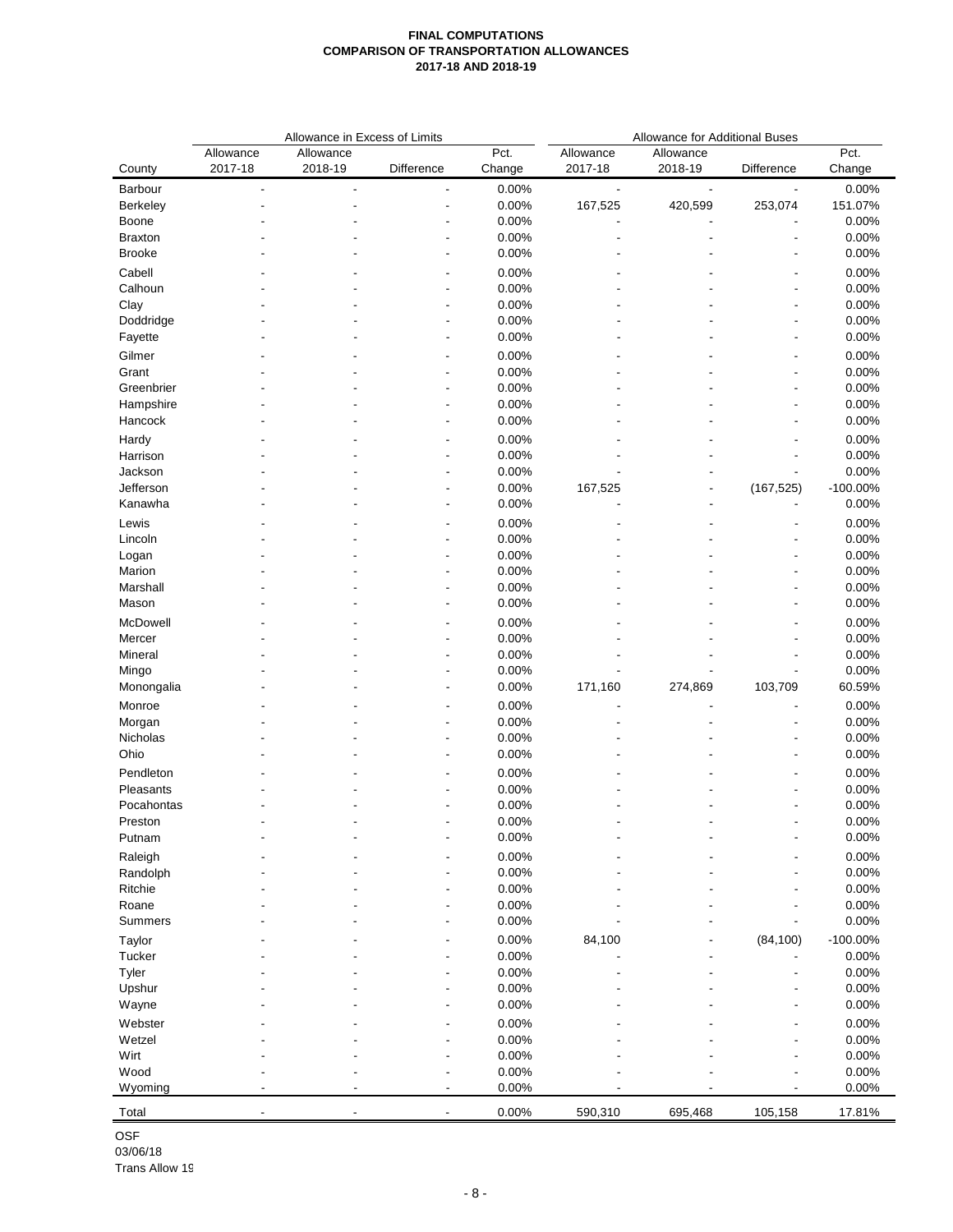**FINAL COMPUTATIONS**
**COMPARISON OF TRANSPORTATION ALLOWANCES**
**2017-18 AND 2018-19**

| | Allowance in Excess of Limits | | | | Allowance for Additional Buses | | | |
|---|---|---|---|---|---|---|---|---|
| County | Allowance 2017-18 | Allowance 2018-19 | Difference | Pct. Change | Allowance 2017-18 | Allowance 2018-19 | Difference | Pct. Change |
| Barbour | - | - | - | 0.00% | - | - | - | 0.00% |
| Berkeley | - | - | - | 0.00% | 167,525 | 420,599 | 253,074 | 151.07% |
| Boone | - | - | - | 0.00% | - | - | - | 0.00% |
| Braxton | - | - | - | 0.00% | - | - | - | 0.00% |
| Brooke | - | - | - | 0.00% | - | - | - | 0.00% |
| Cabell | - | - | - | 0.00% | - | - | - | 0.00% |
| Calhoun | - | - | - | 0.00% | - | - | - | 0.00% |
| Clay | - | - | - | 0.00% | - | - | - | 0.00% |
| Doddridge | - | - | - | 0.00% | - | - | - | 0.00% |
| Fayette | - | - | - | 0.00% | - | - | - | 0.00% |
| Gilmer | - | - | - | 0.00% | - | - | - | 0.00% |
| Grant | - | - | - | 0.00% | - | - | - | 0.00% |
| Greenbrier | - | - | - | 0.00% | - | - | - | 0.00% |
| Hampshire | - | - | - | 0.00% | - | - | - | 0.00% |
| Hancock | - | - | - | 0.00% | - | - | - | 0.00% |
| Hardy | - | - | - | 0.00% | - | - | - | 0.00% |
| Harrison | - | - | - | 0.00% | - | - | - | 0.00% |
| Jackson | - | - | - | 0.00% | - | - | - | 0.00% |
| Jefferson | - | - | - | 0.00% | 167,525 | - | (167,525) | -100.00% |
| Kanawha | - | - | - | 0.00% | - | - | - | 0.00% |
| Lewis | - | - | - | 0.00% | - | - | - | 0.00% |
| Lincoln | - | - | - | 0.00% | - | - | - | 0.00% |
| Logan | - | - | - | 0.00% | - | - | - | 0.00% |
| Marion | - | - | - | 0.00% | - | - | - | 0.00% |
| Marshall | - | - | - | 0.00% | - | - | - | 0.00% |
| Mason | - | - | - | 0.00% | - | - | - | 0.00% |
| McDowell | - | - | - | 0.00% | - | - | - | 0.00% |
| Mercer | - | - | - | 0.00% | - | - | - | 0.00% |
| Mineral | - | - | - | 0.00% | - | - | - | 0.00% |
| Mingo | - | - | - | 0.00% | - | - | - | 0.00% |
| Monongalia | - | - | - | 0.00% | 171,160 | 274,869 | 103,709 | 60.59% |
| Monroe | - | - | - | 0.00% | - | - | - | 0.00% |
| Morgan | - | - | - | 0.00% | - | - | - | 0.00% |
| Nicholas | - | - | - | 0.00% | - | - | - | 0.00% |
| Ohio | - | - | - | 0.00% | - | - | - | 0.00% |
| Pendleton | - | - | - | 0.00% | - | - | - | 0.00% |
| Pleasants | - | - | - | 0.00% | - | - | - | 0.00% |
| Pocahontas | - | - | - | 0.00% | - | - | - | 0.00% |
| Preston | - | - | - | 0.00% | - | - | - | 0.00% |
| Putnam | - | - | - | 0.00% | - | - | - | 0.00% |
| Raleigh | - | - | - | 0.00% | - | - | - | 0.00% |
| Randolph | - | - | - | 0.00% | - | - | - | 0.00% |
| Ritchie | - | - | - | 0.00% | - | - | - | 0.00% |
| Roane | - | - | - | 0.00% | - | - | - | 0.00% |
| Summers | - | - | - | 0.00% | - | - | - | 0.00% |
| Taylor | - | - | - | 0.00% | 84,100 | - | (84,100) | -100.00% |
| Tucker | - | - | - | 0.00% | - | - | - | 0.00% |
| Tyler | - | - | - | 0.00% | - | - | - | 0.00% |
| Upshur | - | - | - | 0.00% | - | - | - | 0.00% |
| Wayne | - | - | - | 0.00% | - | - | - | 0.00% |
| Webster | - | - | - | 0.00% | - | - | - | 0.00% |
| Wetzel | - | - | - | 0.00% | - | - | - | 0.00% |
| Wirt | - | - | - | 0.00% | - | - | - | 0.00% |
| Wood | - | - | - | 0.00% | - | - | - | 0.00% |
| Wyoming | - | - | - | 0.00% | - | - | - | 0.00% |
| Total | - | - | - | 0.00% | 590,310 | 695,468 | 105,158 | 17.81% |

OSF
03/06/18
Trans Allow 19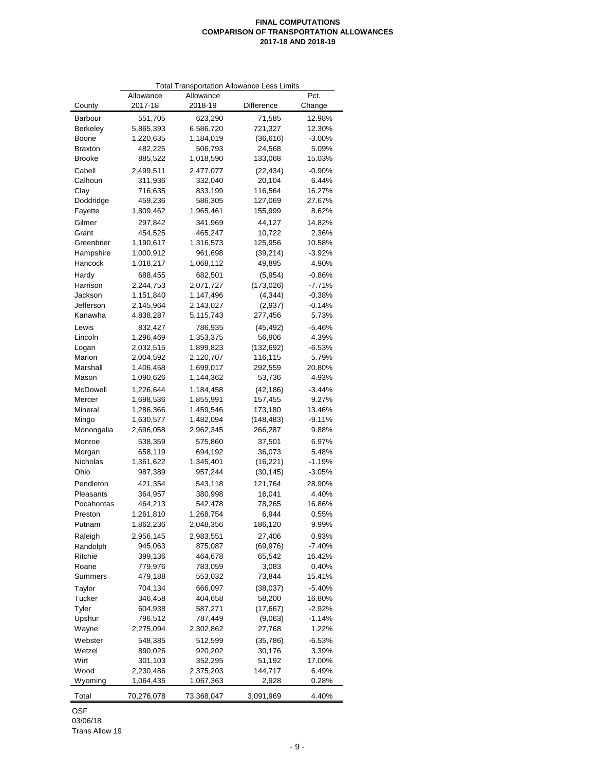**FINAL COMPUTATIONS**
**COMPARISON OF TRANSPORTATION ALLOWANCES**
**2017-18 AND 2018-19**

| | Total Transportation Allowance Less Limits | | | |
|---|---|---|---|---|
| County | Allowance 2017-18 | Allowance 2018-19 | Difference | Pct. Change |
| Barbour | 551,705 | 623,290 | 71,585 | 12.98% |
| Berkeley | 5,865,393 | 6,586,720 | 721,327 | 12.30% |
| Boone | 1,220,635 | 1,184,019 | (36,616) | -3.00% |
| Braxton | 482,225 | 506,793 | 24,568 | 5.09% |
| Brooke | 885,522 | 1,018,590 | 133,068 | 15.03% |
| Cabell | 2,499,511 | 2,477,077 | (22,434) | -0.90% |
| Calhoun | 311,936 | 332,040 | 20,104 | 6.44% |
| Clay | 716,635 | 833,199 | 116,564 | 16.27% |
| Doddridge | 459,236 | 586,305 | 127,069 | 27.67% |
| Fayette | 1,809,462 | 1,965,461 | 155,999 | 8.62% |
| Gilmer | 297,842 | 341,969 | 44,127 | 14.82% |
| Grant | 454,525 | 465,247 | 10,722 | 2.36% |
| Greenbrier | 1,190,617 | 1,316,573 | 125,956 | 10.58% |
| Hampshire | 1,000,912 | 961,698 | (39,214) | -3.92% |
| Hancock | 1,018,217 | 1,068,112 | 49,895 | 4.90% |
| Hardy | 688,455 | 682,501 | (5,954) | -0.86% |
| Harrison | 2,244,753 | 2,071,727 | (173,026) | -7.71% |
| Jackson | 1,151,840 | 1,147,496 | (4,344) | -0.38% |
| Jefferson | 2,145,964 | 2,143,027 | (2,937) | -0.14% |
| Kanawha | 4,838,287 | 5,115,743 | 277,456 | 5.73% |
| Lewis | 832,427 | 786,935 | (45,492) | -5.46% |
| Lincoln | 1,296,469 | 1,353,375 | 56,906 | 4.39% |
| Logan | 2,032,515 | 1,899,823 | (132,692) | -6.53% |
| Marion | 2,004,592 | 2,120,707 | 116,115 | 5.79% |
| Marshall | 1,406,458 | 1,699,017 | 292,559 | 20.80% |
| Mason | 1,090,626 | 1,144,362 | 53,736 | 4.93% |
| McDowell | 1,226,644 | 1,184,458 | (42,186) | -3.44% |
| Mercer | 1,698,536 | 1,855,991 | 157,455 | 9.27% |
| Mineral | 1,286,366 | 1,459,546 | 173,180 | 13.46% |
| Mingo | 1,630,577 | 1,482,094 | (148,483) | -9.11% |
| Monongalia | 2,696,058 | 2,962,345 | 266,287 | 9.88% |
| Monroe | 538,359 | 575,860 | 37,501 | 6.97% |
| Morgan | 658,119 | 694,192 | 36,073 | 5.48% |
| Nicholas | 1,361,622 | 1,345,401 | (16,221) | -1.19% |
| Ohio | 987,389 | 957,244 | (30,145) | -3.05% |
| Pendleton | 421,354 | 543,118 | 121,764 | 28.90% |
| Pleasants | 364,957 | 380,998 | 16,041 | 4.40% |
| Pocahontas | 464,213 | 542,478 | 78,265 | 16.86% |
| Preston | 1,261,810 | 1,268,754 | 6,944 | 0.55% |
| Putnam | 1,862,236 | 2,048,356 | 186,120 | 9.99% |
| Raleigh | 2,956,145 | 2,983,551 | 27,406 | 0.93% |
| Randolph | 945,063 | 875,087 | (69,976) | -7.40% |
| Ritchie | 399,136 | 464,678 | 65,542 | 16.42% |
| Roane | 779,976 | 783,059 | 3,083 | 0.40% |
| Summers | 479,188 | 553,032 | 73,844 | 15.41% |
| Taylor | 704,134 | 666,097 | (38,037) | -5.40% |
| Tucker | 346,458 | 404,658 | 58,200 | 16.80% |
| Tyler | 604,938 | 587,271 | (17,667) | -2.92% |
| Upshur | 796,512 | 787,449 | (9,063) | -1.14% |
| Wayne | 2,275,094 | 2,302,862 | 27,768 | 1.22% |
| Webster | 548,385 | 512,599 | (35,786) | -6.53% |
| Wetzel | 890,026 | 920,202 | 30,176 | 3.39% |
| Wirt | 301,103 | 352,295 | 51,192 | 17.00% |
| Wood | 2,230,486 | 2,375,203 | 144,717 | 6.49% |
| Wyoming | 1,064,435 | 1,067,363 | 2,928 | 0.28% |
| Total | 70,276,078 | 73,368,047 | 3,091,969 | 4.40% |

OSF
03/06/18
Trans Allow 19